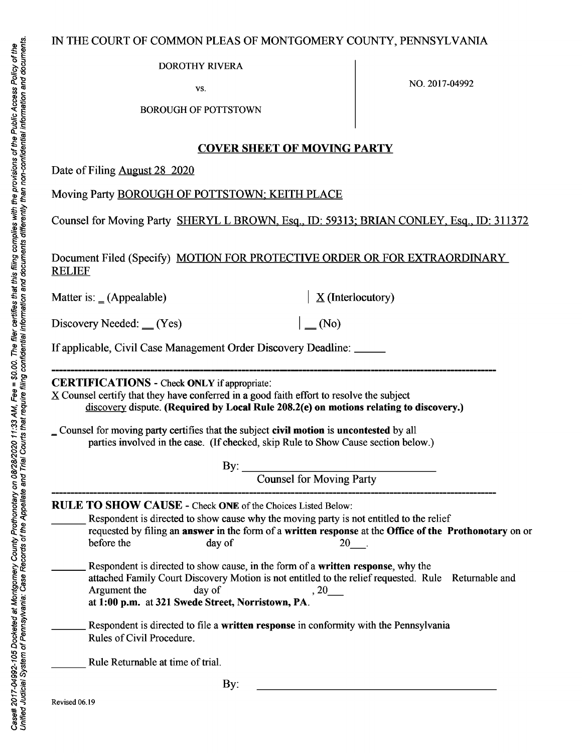IN THE COURT OF COMMON PLEAS OF MONTGOMERY COUNTY, PENNSYLVANIA

DOROTHY RIVERA

vs.

BOROUGH OF POTTSTOWN

NO. 2017-04992

## COVER SHEET OF MOVING PARTY

Date of Filing August 28 2020

Moving Party BOROUGH OF POTTSTOWN; KEITH PLACE

Counsel for Moving Party SHERYL L BROWN, Esq., ID: 59313; BRIAN CONLEY, Esq., ID: 311372

Document Filed (Specify) MOTION FOR PROTECTIVE ORDER OR FOR EXTRAORDINARY RELIEF

Matter is: _ (Appealable) | X (Interlocutory)

Discovery Needed: __ (Yes) | __ (No)

If applicable, Civil Case Management Order Discovery Deadline: _____

---

**CERTIFICATIONS** - Check **ONLY** if appropriate:

X Counsel certify that they have conferred in a good faith effort to resolve the subject discovery dispute. **(Required by Local Rule 208.2(e) on motions relating to discovery.)**

_ Counsel for moving party certifies that the subject **civil motion** is **uncontested** by all parties involved in the case. (If checked, skip Rule to Show Cause section below.)

By: ______________________________
Counsel for Moving Party

---

**RULE TO SHOW CAUSE** - Check **ONE** of the Choices Listed Below:

______ Respondent is directed to show cause why the moving party is not entitled to the relief requested by filing an **answer** in the form of a **written response** at the **Office of the Prothonotary** on or before the __________ day of __________ 20___.

______ Respondent is directed to show cause, in the form of a **written response**, why the attached Family Court Discovery Motion is not entitled to the relief requested. Rule Returnable and Argument the __________ day of __________, 20___ **at 1:00 p.m.** at **321 Swede Street, Norristown, PA**.

______ Respondent is directed to file a **written response** in conformity with the Pennsylvania Rules of Civil Procedure.

______ Rule Returnable at time of trial.

By: ______________________________

Revised 06.19

*Case# 2017-04992-105 Docketed at Montgomery County Prothonotary on 08/28/2020 11:33 AM, Fee = $0.00. The filer certifies that this filing complies with the provisions of the Public Access Policy of the Unified Judicial System of Pennsylvania: Case Records of the Appellate and Trial Courts that require filing confidential information and documents differently than non-confidential information and documents.*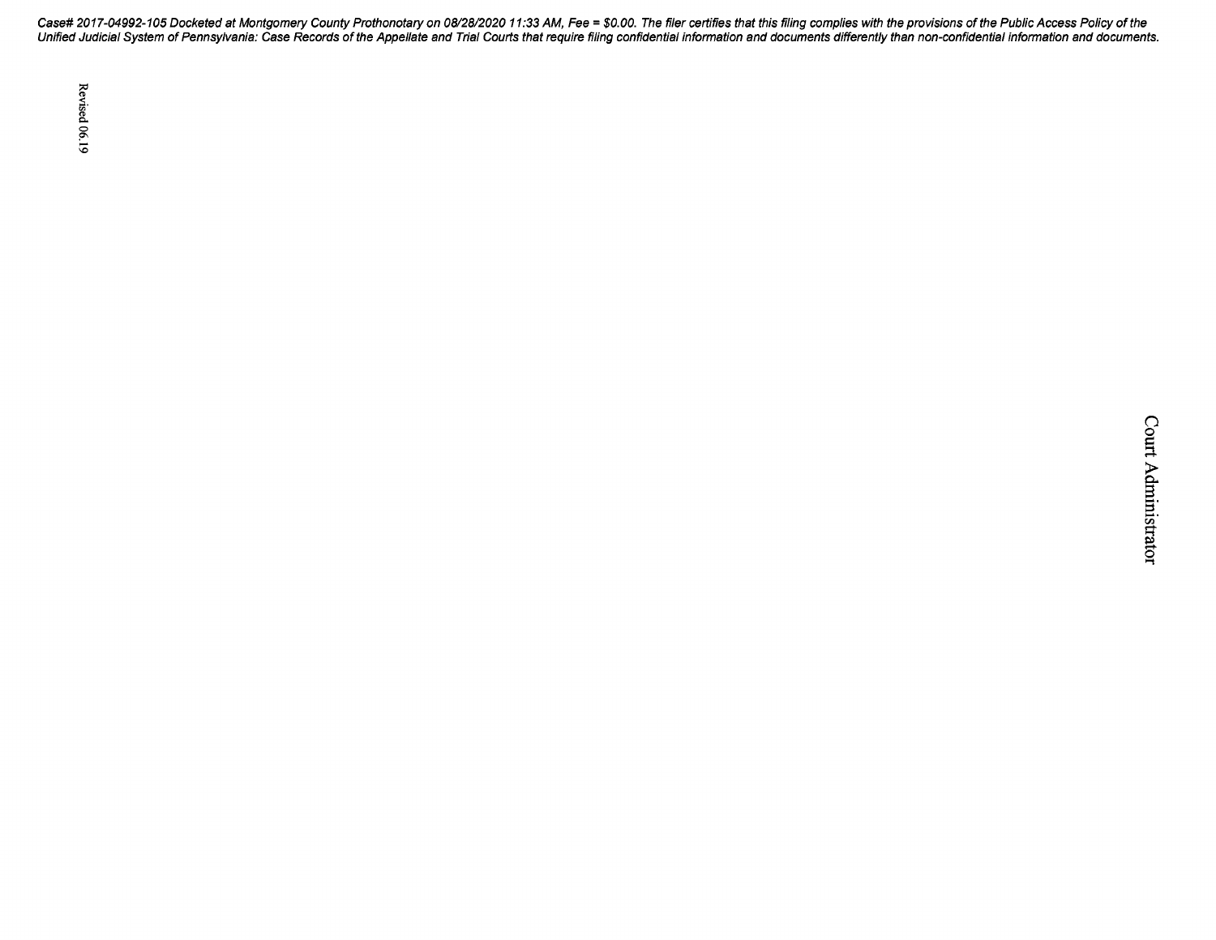Revised 06.19

Court Administrator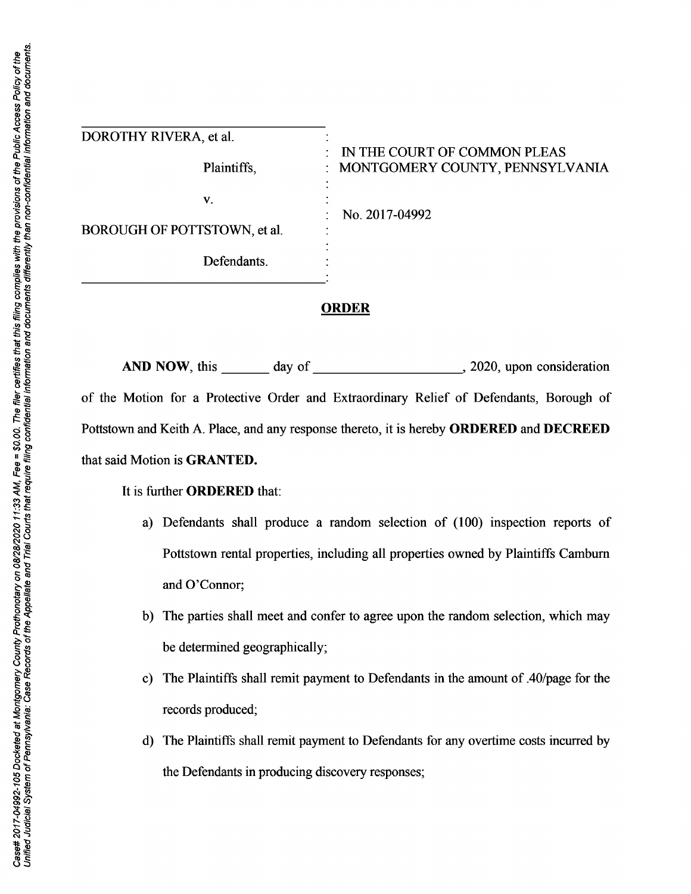| | | |
|---|---|---|
| DOROTHY RIVERA, et al. | : | IN THE COURT OF COMMON PLEAS |
| Plaintiffs, | : | MONTGOMERY COUNTY, PENNSYLVANIA |
| v. | : | |
| | : | No. 2017-04992 |
| BOROUGH OF POTTSTOWN, et al. | : | |
| Defendants. | : | |

## ORDER

**AND NOW**, this _______ day of _____________________, 2020, upon consideration of the Motion for a Protective Order and Extraordinary Relief of Defendants, Borough of Pottstown and Keith A. Place, and any response thereto, it is hereby **ORDERED** and **DECREED** that said Motion is **GRANTED.**

It is further **ORDERED** that:

a) Defendants shall produce a random selection of (100) inspection reports of Pottstown rental properties, including all properties owned by Plaintiffs Camburn and O'Connor;

b) The parties shall meet and confer to agree upon the random selection, which may be determined geographically;

c) The Plaintiffs shall remit payment to Defendants in the amount of .40/page for the records produced;

d) The Plaintiffs shall remit payment to Defendants for any overtime costs incurred by the Defendants in producing discovery responses;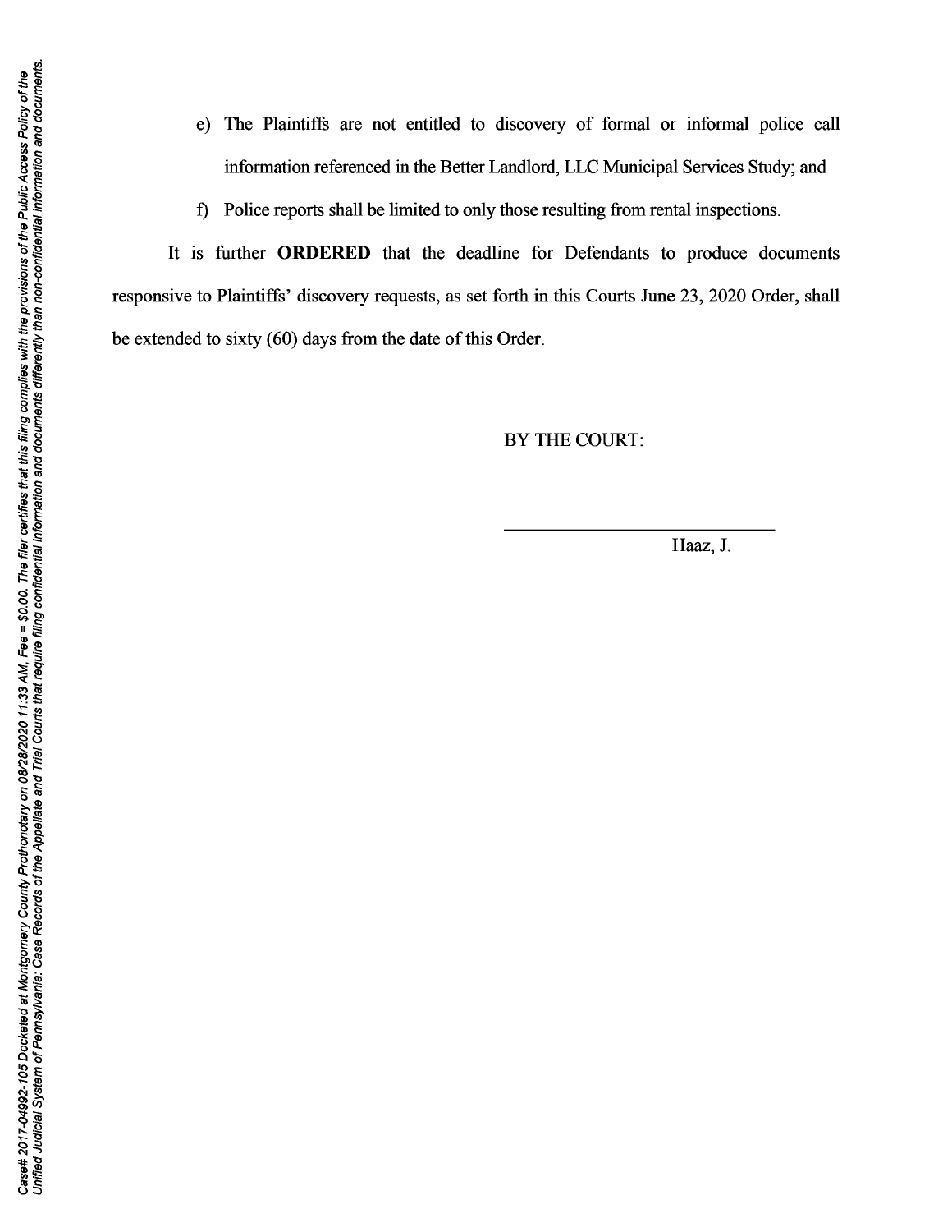e) The Plaintiffs are not entitled to discovery of formal or informal police call information referenced in the Better Landlord, LLC Municipal Services Study; and

f) Police reports shall be limited to only those resulting from rental inspections.

It is further **ORDERED** that the deadline for Defendants to produce documents responsive to Plaintiffs' discovery requests, as set forth in this Courts June 23, 2020 Order, shall be extended to sixty (60) days from the date of this Order.

BY THE COURT:

_______________________________

Haaz, J.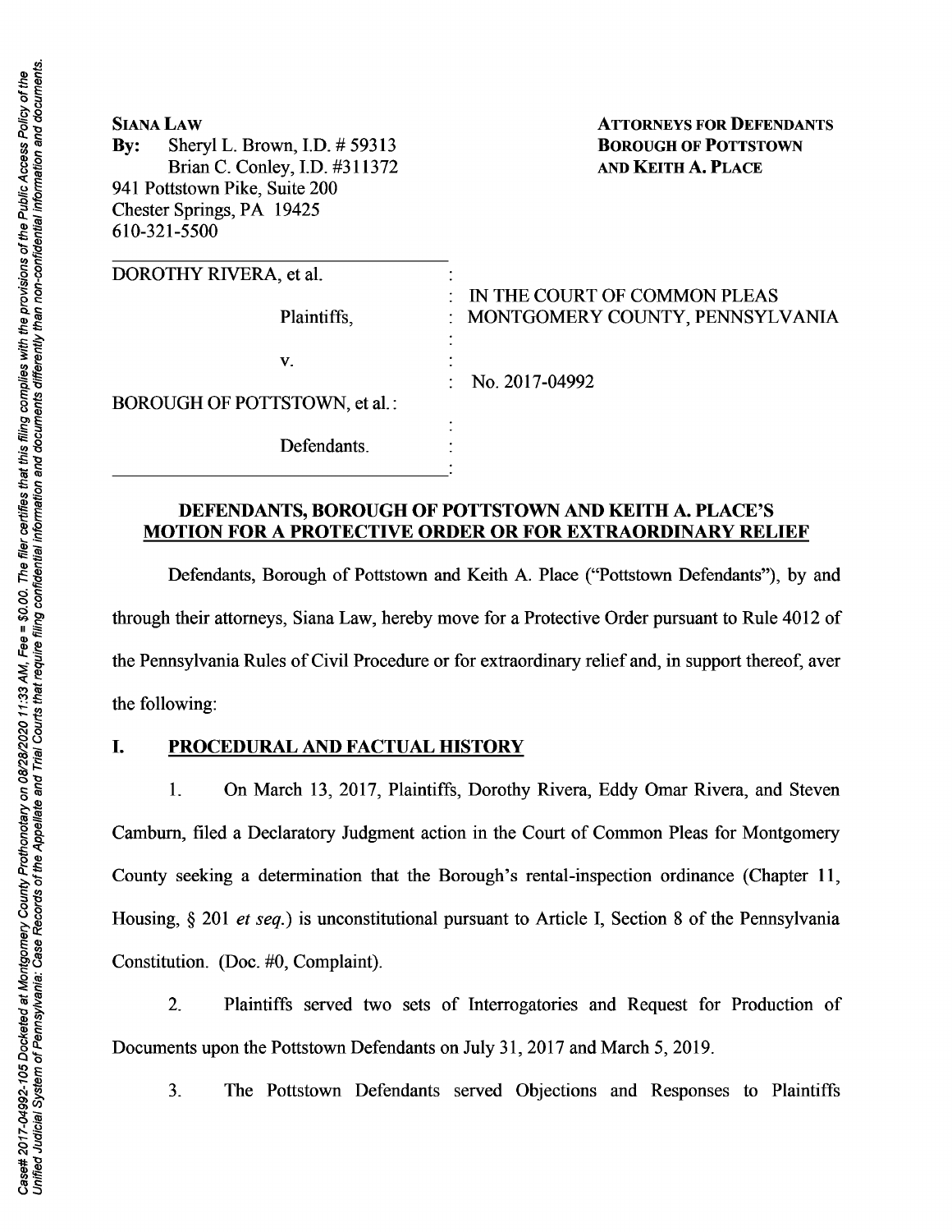**SIANA LAW**
**By:** Sheryl L. Brown, I.D. # 59313
Brian C. Conley, I.D. #311372
941 Pottstown Pike, Suite 200
Chester Springs, PA 19425
610-321-5500

**ATTORNEYS FOR DEFENDANTS BOROUGH OF POTTSTOWN AND KEITH A. PLACE**

| | | |
|---|---|---|
| DOROTHY RIVERA, et al. | : | IN THE COURT OF COMMON PLEAS |
| Plaintiffs, | : | MONTGOMERY COUNTY, PENNSYLVANIA |
| v. | : | |
| | : | No. 2017-04992 |
| BOROUGH OF POTTSTOWN, et al. | : | |
| Defendants. | : | |

**DEFENDANTS, BOROUGH OF POTTSTOWN AND KEITH A. PLACE'S MOTION FOR A PROTECTIVE ORDER OR FOR EXTRAORDINARY RELIEF**

Defendants, Borough of Pottstown and Keith A. Place ("Pottstown Defendants"), by and through their attorneys, Siana Law, hereby move for a Protective Order pursuant to Rule 4012 of the Pennsylvania Rules of Civil Procedure or for extraordinary relief and, in support thereof, aver the following:

## I. PROCEDURAL AND FACTUAL HISTORY

1. On March 13, 2017, Plaintiffs, Dorothy Rivera, Eddy Omar Rivera, and Steven Camburn, filed a Declaratory Judgment action in the Court of Common Pleas for Montgomery County seeking a determination that the Borough's rental-inspection ordinance (Chapter 11, Housing, § 201 *et seq.*) is unconstitutional pursuant to Article I, Section 8 of the Pennsylvania Constitution. (Doc. #0, Complaint).

2. Plaintiffs served two sets of Interrogatories and Request for Production of Documents upon the Pottstown Defendants on July 31, 2017 and March 5, 2019.

3. The Pottstown Defendants served Objections and Responses to Plaintiffs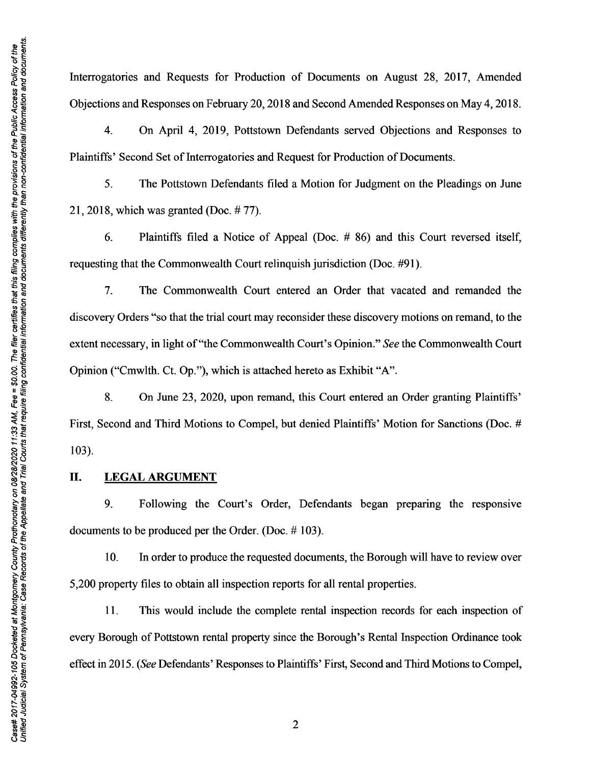Interrogatories and Requests for Production of Documents on August 28, 2017, Amended Objections and Responses on February 20, 2018 and Second Amended Responses on May 4, 2018.

4. On April 4, 2019, Pottstown Defendants served Objections and Responses to Plaintiffs' Second Set of Interrogatories and Request for Production of Documents.

5. The Pottstown Defendants filed a Motion for Judgment on the Pleadings on June 21, 2018, which was granted (Doc. # 77).

6. Plaintiffs filed a Notice of Appeal (Doc. # 86) and this Court reversed itself, requesting that the Commonwealth Court relinquish jurisdiction (Doc. #91).

7. The Commonwealth Court entered an Order that vacated and remanded the discovery Orders "so that the trial court may reconsider these discovery motions on remand, to the extent necessary, in light of "the Commonwealth Court's Opinion." *See* the Commonwealth Court Opinion ("Cmwlth. Ct. Op."), which is attached hereto as Exhibit "A".

8. On June 23, 2020, upon remand, this Court entered an Order granting Plaintiffs' First, Second and Third Motions to Compel, but denied Plaintiffs' Motion for Sanctions (Doc. # 103).

## II. LEGAL ARGUMENT

9. Following the Court's Order, Defendants began preparing the responsive documents to be produced per the Order. (Doc. # 103).

10. In order to produce the requested documents, the Borough will have to review over 5,200 property files to obtain all inspection reports for all rental properties.

11. This would include the complete rental inspection records for each inspection of every Borough of Pottstown rental property since the Borough's Rental Inspection Ordinance took effect in 2015. (*See* Defendants' Responses to Plaintiffs' First, Second and Third Motions to Compel,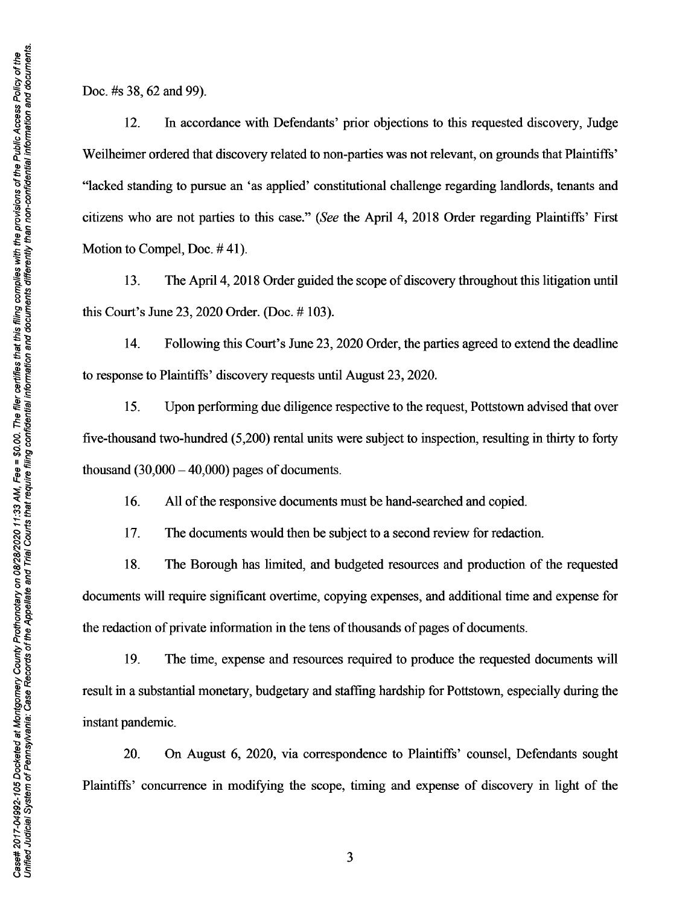Doc. #s 38, 62 and 99).

12. In accordance with Defendants' prior objections to this requested discovery, Judge Weilheimer ordered that discovery related to non-parties was not relevant, on grounds that Plaintiffs' "lacked standing to pursue an 'as applied' constitutional challenge regarding landlords, tenants and citizens who are not parties to this case." (*See* the April 4, 2018 Order regarding Plaintiffs' First Motion to Compel, Doc. # 41).

13. The April 4, 2018 Order guided the scope of discovery throughout this litigation until this Court's June 23, 2020 Order. (Doc. # 103).

14. Following this Court's June 23, 2020 Order, the parties agreed to extend the deadline to response to Plaintiffs' discovery requests until August 23, 2020.

15. Upon performing due diligence respective to the request, Pottstown advised that over five-thousand two-hundred (5,200) rental units were subject to inspection, resulting in thirty to forty thousand (30,000 – 40,000) pages of documents.

16. All of the responsive documents must be hand-searched and copied.

17. The documents would then be subject to a second review for redaction.

18. The Borough has limited, and budgeted resources and production of the requested documents will require significant overtime, copying expenses, and additional time and expense for the redaction of private information in the tens of thousands of pages of documents.

19. The time, expense and resources required to produce the requested documents will result in a substantial monetary, budgetary and staffing hardship for Pottstown, especially during the instant pandemic.

20. On August 6, 2020, via correspondence to Plaintiffs' counsel, Defendants sought Plaintiffs' concurrence in modifying the scope, timing and expense of discovery in light of the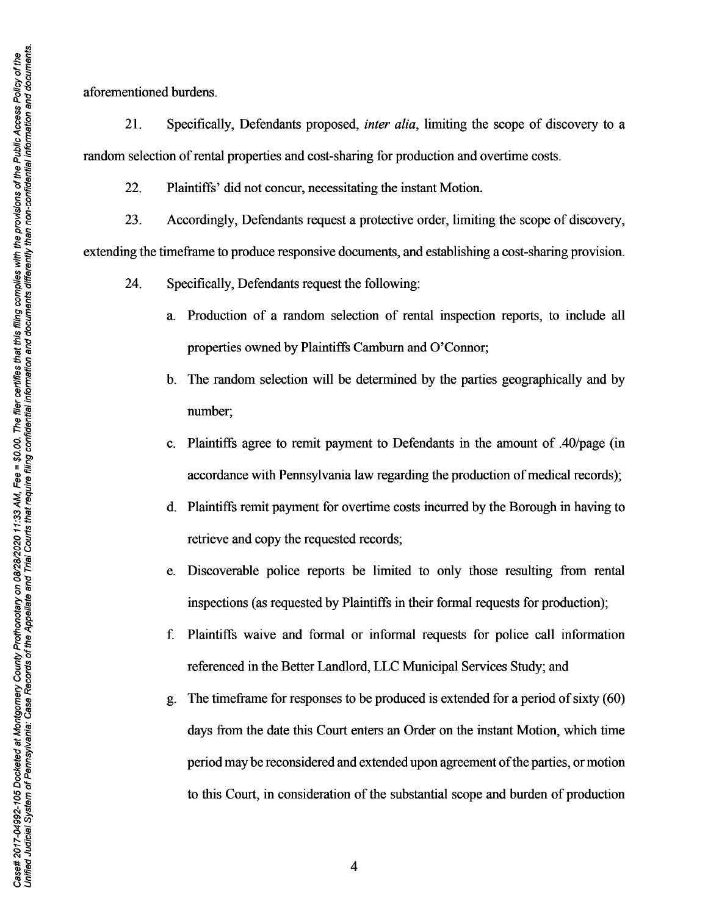aforementioned burdens.

21. Specifically, Defendants proposed, *inter alia*, limiting the scope of discovery to a random selection of rental properties and cost-sharing for production and overtime costs.

22. Plaintiffs' did not concur, necessitating the instant Motion.

23. Accordingly, Defendants request a protective order, limiting the scope of discovery, extending the timeframe to produce responsive documents, and establishing a cost-sharing provision.

24. Specifically, Defendants request the following:

a. Production of a random selection of rental inspection reports, to include all properties owned by Plaintiffs Camburn and O'Connor;

b. The random selection will be determined by the parties geographically and by number;

c. Plaintiffs agree to remit payment to Defendants in the amount of .40/page (in accordance with Pennsylvania law regarding the production of medical records);

d. Plaintiffs remit payment for overtime costs incurred by the Borough in having to retrieve and copy the requested records;

e. Discoverable police reports be limited to only those resulting from rental inspections (as requested by Plaintiffs in their formal requests for production);

f. Plaintiffs waive and formal or informal requests for police call information referenced in the Better Landlord, LLC Municipal Services Study; and

g. The timeframe for responses to be produced is extended for a period of sixty (60) days from the date this Court enters an Order on the instant Motion, which time period may be reconsidered and extended upon agreement of the parties, or motion to this Court, in consideration of the substantial scope and burden of production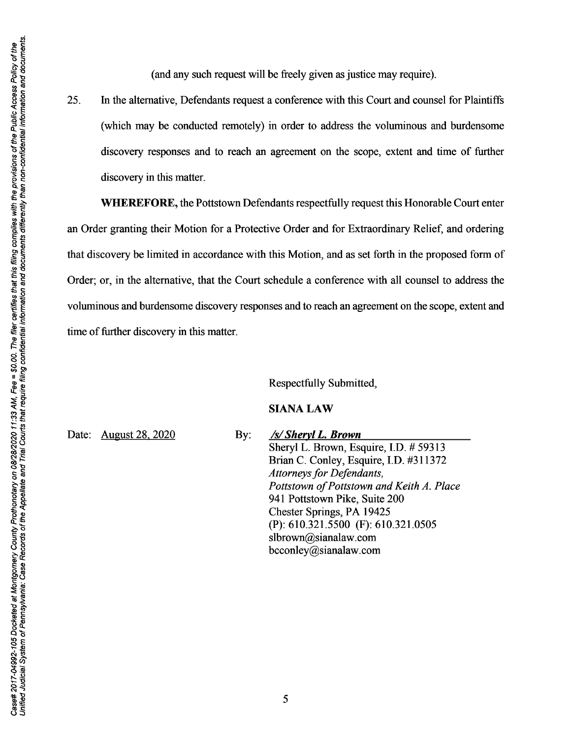(and any such request will be freely given as justice may require).

25. In the alternative, Defendants request a conference with this Court and counsel for Plaintiffs (which may be conducted remotely) in order to address the voluminous and burdensome discovery responses and to reach an agreement on the scope, extent and time of further discovery in this matter.

**WHEREFORE,** the Pottstown Defendants respectfully request this Honorable Court enter an Order granting their Motion for a Protective Order and for Extraordinary Relief, and ordering that discovery be limited in accordance with this Motion, and as set forth in the proposed form of Order; or, in the alternative, that the Court schedule a conference with all counsel to address the voluminous and burdensome discovery responses and to reach an agreement on the scope, extent and time of further discovery in this matter.

Respectfully Submitted,

**SIANA LAW**

Date: August 28, 2020

By: ***/s/ Sheryl L. Brown***

Sheryl L. Brown, Esquire, I.D. # 59313
Brian C. Conley, Esquire, I.D. #311372
*Attorneys for Defendants,*
*Pottstown of Pottstown and Keith A. Place*
941 Pottstown Pike, Suite 200
Chester Springs, PA 19425
(P): 610.321.5500 (F): 610.321.0505
slbrown@sianalaw.com
bcconley@sianalaw.com